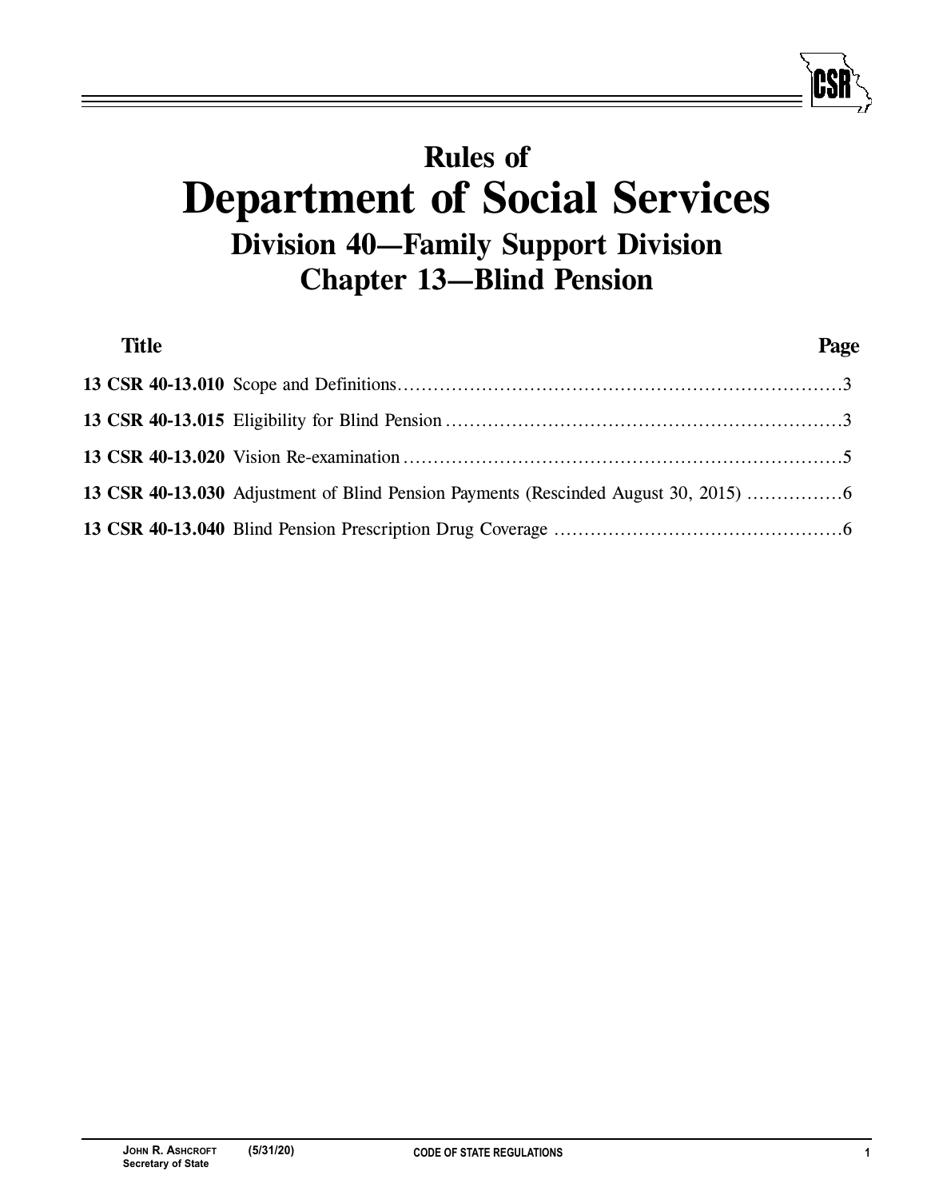# Rules of
# Department of Social Services
## Division 40—Family Support Division
## Chapter 13—Blind Pension

| Title | Page |
|---|---|
| **13 CSR 40-13.010** Scope and Definitions | 3 |
| **13 CSR 40-13.015** Eligibility for Blind Pension | 3 |
| **13 CSR 40-13.020** Vision Re-examination | 5 |
| **13 CSR 40-13.030** Adjustment of Blind Pension Payments (Rescinded August 30, 2015) | 6 |
| **13 CSR 40-13.040** Blind Pension Prescription Drug Coverage | 6 |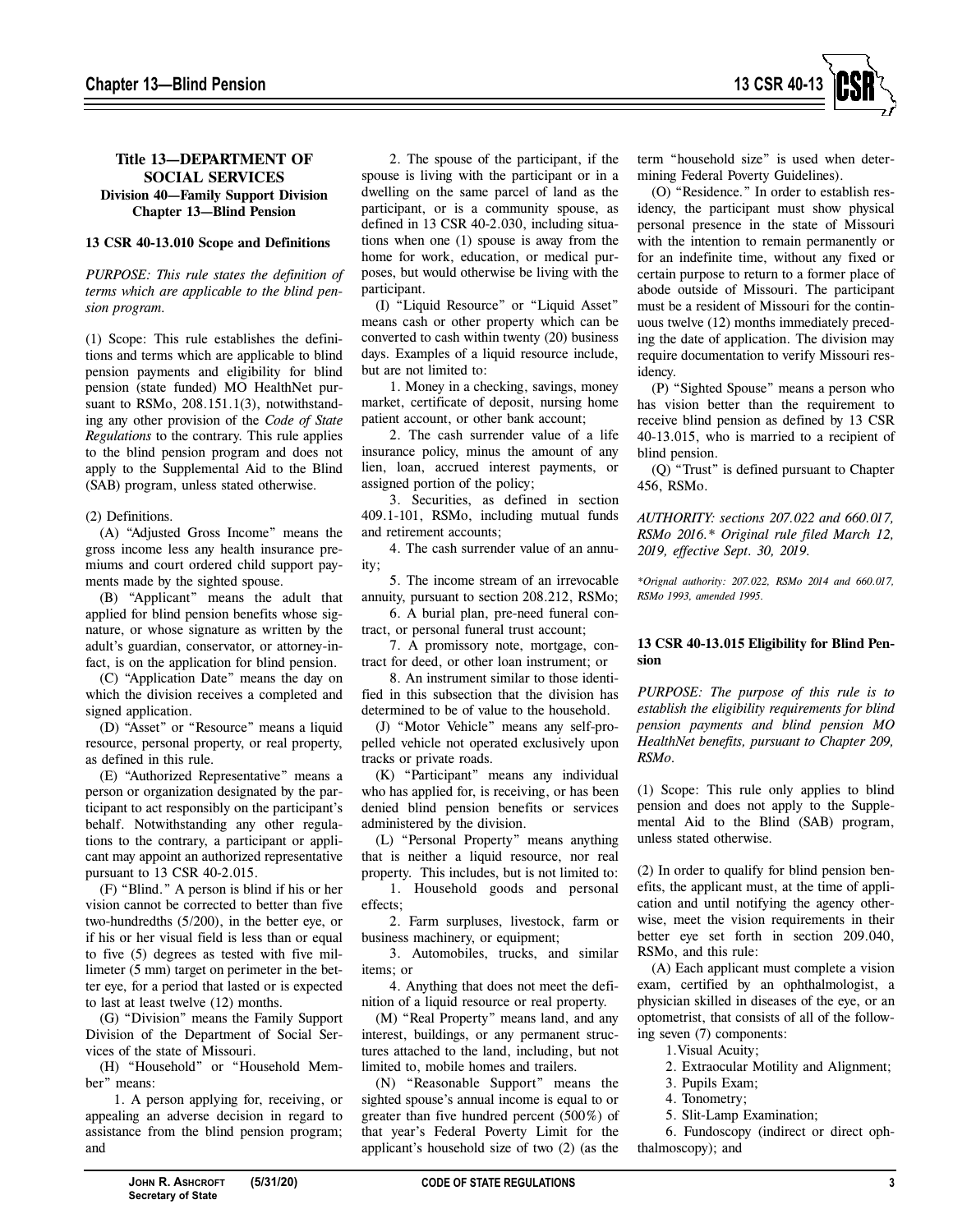**Title 13—DEPARTMENT OF SOCIAL SERVICES**
**Division 40—Family Support Division**
**Chapter 13—Blind Pension**

### 13 CSR 40-13.010 Scope and Definitions

*PURPOSE: This rule states the definition of terms which are applicable to the blind pension program.*

(1) Scope: This rule establishes the definitions and terms which are applicable to blind pension payments and eligibility for blind pension (state funded) MO HealthNet pursuant to RSMo, 208.151.1(3), notwithstanding any other provision of the *Code of State Regulations* to the contrary. This rule applies to the blind pension program and does not apply to the Supplemental Aid to the Blind (SAB) program, unless stated otherwise.

(2) Definitions.

(A) "Adjusted Gross Income" means the gross income less any health insurance premiums and court ordered child support payments made by the sighted spouse.

(B) "Applicant" means the adult that applied for blind pension benefits whose signature, or whose signature as written by the adult's guardian, conservator, or attorney-in-fact, is on the application for blind pension.

(C) "Application Date" means the day on which the division receives a completed and signed application.

(D) "Asset" or "Resource" means a liquid resource, personal property, or real property, as defined in this rule.

(E) "Authorized Representative" means a person or organization designated by the participant to act responsibly on the participant's behalf. Notwithstanding any other regulations to the contrary, a participant or applicant may appoint an authorized representative pursuant to 13 CSR 40-2.015.

(F) "Blind." A person is blind if his or her vision cannot be corrected to better than five two-hundredths (5/200), in the better eye, or if his or her visual field is less than or equal to five (5) degrees as tested with five millimeter (5 mm) target on perimeter in the better eye, for a period that lasted or is expected to last at least twelve (12) months.

(G) "Division" means the Family Support Division of the Department of Social Services of the state of Missouri.

(H) "Household" or "Household Member" means:

1. A person applying for, receiving, or appealing an adverse decision in regard to assistance from the blind pension program; and

2. The spouse of the participant, if the spouse is living with the participant or in a dwelling on the same parcel of land as the participant, or is a community spouse, as defined in 13 CSR 40-2.030, including situations when one (1) spouse is away from the home for work, education, or medical purposes, but would otherwise be living with the participant.

(I) "Liquid Resource" or "Liquid Asset" means cash or other property which can be converted to cash within twenty (20) business days. Examples of a liquid resource include, but are not limited to:

1. Money in a checking, savings, money market, certificate of deposit, nursing home patient account, or other bank account;

2. The cash surrender value of a life insurance policy, minus the amount of any lien, loan, accrued interest payments, or assigned portion of the policy;

3. Securities, as defined in section 409.1-101, RSMo, including mutual funds and retirement accounts;

4. The cash surrender value of an annuity;

5. The income stream of an irrevocable annuity, pursuant to section 208.212, RSMo;

6. A burial plan, pre-need funeral contract, or personal funeral trust account;

7. A promissory note, mortgage, contract for deed, or other loan instrument; or

8. An instrument similar to those identified in this subsection that the division has determined to be of value to the household.

(J) "Motor Vehicle" means any self-propelled vehicle not operated exclusively upon tracks or private roads.

(K) "Participant" means any individual who has applied for, is receiving, or has been denied blind pension benefits or services administered by the division.

(L) "Personal Property" means anything that is neither a liquid resource, nor real property. This includes, but is not limited to:

1. Household goods and personal effects;

2. Farm surpluses, livestock, farm or business machinery, or equipment;

3. Automobiles, trucks, and similar items; or

4. Anything that does not meet the definition of a liquid resource or real property.

(M) "Real Property" means land, and any interest, buildings, or any permanent structures attached to the land, including, but not limited to, mobile homes and trailers.

(N) "Reasonable Support" means the sighted spouse's annual income is equal to or greater than five hundred percent (500%) of that year's Federal Poverty Limit for the applicant's household size of two (2) (as the term "household size" is used when determining Federal Poverty Guidelines).

(O) "Residence." In order to establish residency, the participant must show physical personal presence in the state of Missouri with the intention to remain permanently or for an indefinite time, without any fixed or certain purpose to return to a former place of abode outside of Missouri. The participant must be a resident of Missouri for the continuous twelve (12) months immediately preceding the date of application. The division may require documentation to verify Missouri residency.

(P) "Sighted Spouse" means a person who has vision better than the requirement to receive blind pension as defined by 13 CSR 40-13.015, who is married to a recipient of blind pension.

(Q) "Trust" is defined pursuant to Chapter 456, RSMo.

*AUTHORITY: sections 207.022 and 660.017, RSMo 2016.\* Original rule filed March 12, 2019, effective Sept. 30, 2019.*

*\*Orignal authority: 207.022, RSMo 2014 and 660.017, RSMo 1993, amended 1995.*

### 13 CSR 40-13.015 Eligibility for Blind Pension

*PURPOSE: The purpose of this rule is to establish the eligibility requirements for blind pension payments and blind pension MO HealthNet benefits, pursuant to Chapter 209, RSMo.*

(1) Scope: This rule only applies to blind pension and does not apply to the Supplemental Aid to the Blind (SAB) program, unless stated otherwise.

(2) In order to qualify for blind pension benefits, the applicant must, at the time of application and until notifying the agency otherwise, meet the vision requirements in their better eye set forth in section 209.040, RSMo, and this rule:

(A) Each applicant must complete a vision exam, certified by an ophthalmologist, a physician skilled in diseases of the eye, or an optometrist, that consists of all of the following seven (7) components:

1. Visual Acuity;

2. Extraocular Motility and Alignment;

3. Pupils Exam;

4. Tonometry;

5. Slit-Lamp Examination;

6. Fundoscopy (indirect or direct ophthalmoscopy); and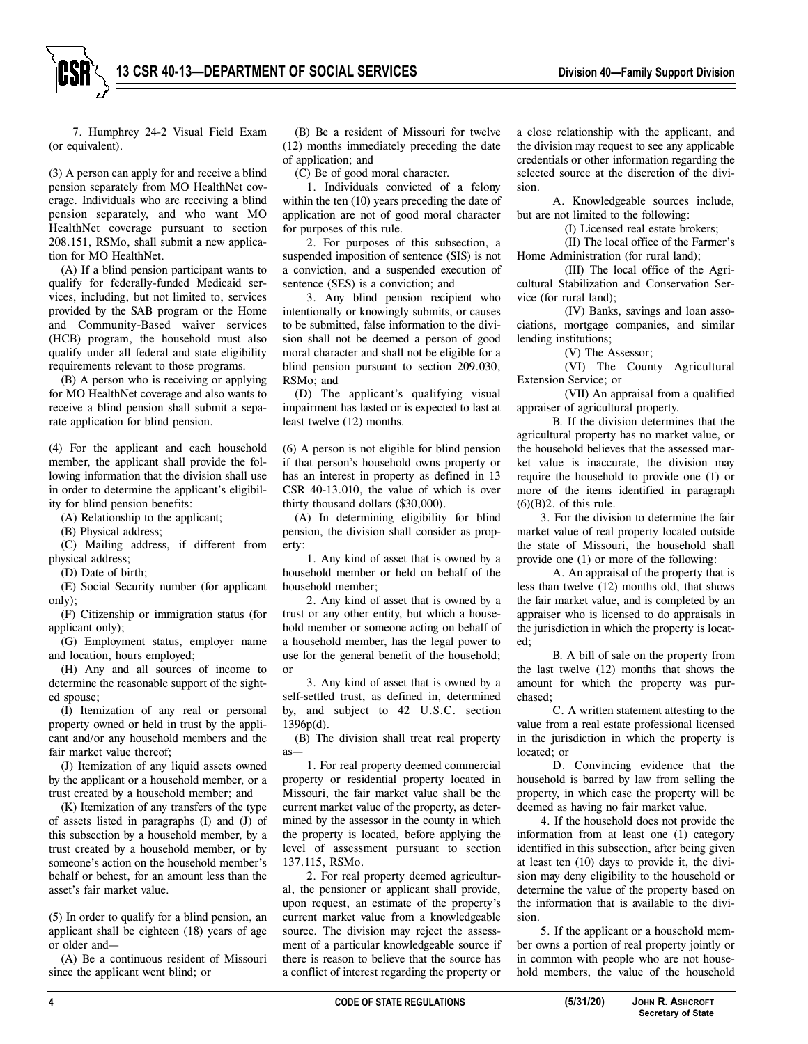7. Humphrey 24-2 Visual Field Exam (or equivalent).

(3) A person can apply for and receive a blind pension separately from MO HealthNet coverage. Individuals who are receiving a blind pension separately, and who want MO HealthNet coverage pursuant to section 208.151, RSMo, shall submit a new application for MO HealthNet.

(A) If a blind pension participant wants to qualify for federally-funded Medicaid services, including, but not limited to, services provided by the SAB program or the Home and Community-Based waiver services (HCB) program, the household must also qualify under all federal and state eligibility requirements relevant to those programs.

(B) A person who is receiving or applying for MO HealthNet coverage and also wants to receive a blind pension shall submit a separate application for blind pension.

(4) For the applicant and each household member, the applicant shall provide the following information that the division shall use in order to determine the applicant's eligibility for blind pension benefits:

(A) Relationship to the applicant;

(B) Physical address;

(C) Mailing address, if different from physical address;

(D) Date of birth;

(E) Social Security number (for applicant only);

(F) Citizenship or immigration status (for applicant only);

(G) Employment status, employer name and location, hours employed;

(H) Any and all sources of income to determine the reasonable support of the sighted spouse;

(I) Itemization of any real or personal property owned or held in trust by the applicant and/or any household members and the fair market value thereof;

(J) Itemization of any liquid assets owned by the applicant or a household member, or a trust created by a household member; and

(K) Itemization of any transfers of the type of assets listed in paragraphs (I) and (J) of this subsection by a household member, by a trust created by a household member, or by someone's action on the household member's behalf or behest, for an amount less than the asset's fair market value.

(5) In order to qualify for a blind pension, an applicant shall be eighteen (18) years of age or older and—

(A) Be a continuous resident of Missouri since the applicant went blind; or

(B) Be a resident of Missouri for twelve (12) months immediately preceding the date of application; and

(C) Be of good moral character.

1. Individuals convicted of a felony within the ten (10) years preceding the date of application are not of good moral character for purposes of this rule.

2. For purposes of this subsection, a suspended imposition of sentence (SIS) is not a conviction, and a suspended execution of sentence (SES) is a conviction; and

3. Any blind pension recipient who intentionally or knowingly submits, or causes to be submitted, false information to the division shall not be deemed a person of good moral character and shall not be eligible for a blind pension pursuant to section 209.030, RSMo; and

(D) The applicant's qualifying visual impairment has lasted or is expected to last at least twelve (12) months.

(6) A person is not eligible for blind pension if that person's household owns property or has an interest in property as defined in 13 CSR 40-13.010, the value of which is over thirty thousand dollars ($30,000).

(A) In determining eligibility for blind pension, the division shall consider as property:

1. Any kind of asset that is owned by a household member or held on behalf of the household member;

2. Any kind of asset that is owned by a trust or any other entity, but which a household member or someone acting on behalf of a household member, has the legal power to use for the general benefit of the household; or

3. Any kind of asset that is owned by a self-settled trust, as defined in, determined by, and subject to 42 U.S.C. section 1396p(d).

(B) The division shall treat real property as—

1. For real property deemed commercial property or residential property located in Missouri, the fair market value shall be the current market value of the property, as determined by the assessor in the county in which the property is located, before applying the level of assessment pursuant to section 137.115, RSMo.

2. For real property deemed agricultural, the pensioner or applicant shall provide, upon request, an estimate of the property's current market value from a knowledgeable source. The division may reject the assessment of a particular knowledgeable source if there is reason to believe that the source has a conflict of interest regarding the property or a close relationship with the applicant, and the division may request to see any applicable credentials or other information regarding the selected source at the discretion of the division.

A. Knowledgeable sources include, but are not limited to the following:

(I) Licensed real estate brokers;

(II) The local office of the Farmer's Home Administration (for rural land);

(III) The local office of the Agricultural Stabilization and Conservation Service (for rural land);

(IV) Banks, savings and loan associations, mortgage companies, and similar lending institutions;

(V) The Assessor;

(VI) The County Agricultural Extension Service; or

(VII) An appraisal from a qualified appraiser of agricultural property.

B. If the division determines that the agricultural property has no market value, or the household believes that the assessed market value is inaccurate, the division may require the household to provide one (1) or more of the items identified in paragraph (6)(B)2. of this rule.

3. For the division to determine the fair market value of real property located outside the state of Missouri, the household shall provide one (1) or more of the following:

A. An appraisal of the property that is less than twelve (12) months old, that shows the fair market value, and is completed by an appraiser who is licensed to do appraisals in the jurisdiction in which the property is located;

B. A bill of sale on the property from the last twelve (12) months that shows the amount for which the property was purchased;

C. A written statement attesting to the value from a real estate professional licensed in the jurisdiction in which the property is located; or

D. Convincing evidence that the household is barred by law from selling the property, in which case the property will be deemed as having no fair market value.

4. If the household does not provide the information from at least one (1) category identified in this subsection, after being given at least ten (10) days to provide it, the division may deny eligibility to the household or determine the value of the property based on the information that is available to the division.

5. If the applicant or a household member owns a portion of real property jointly or in common with people who are not household members, the value of the household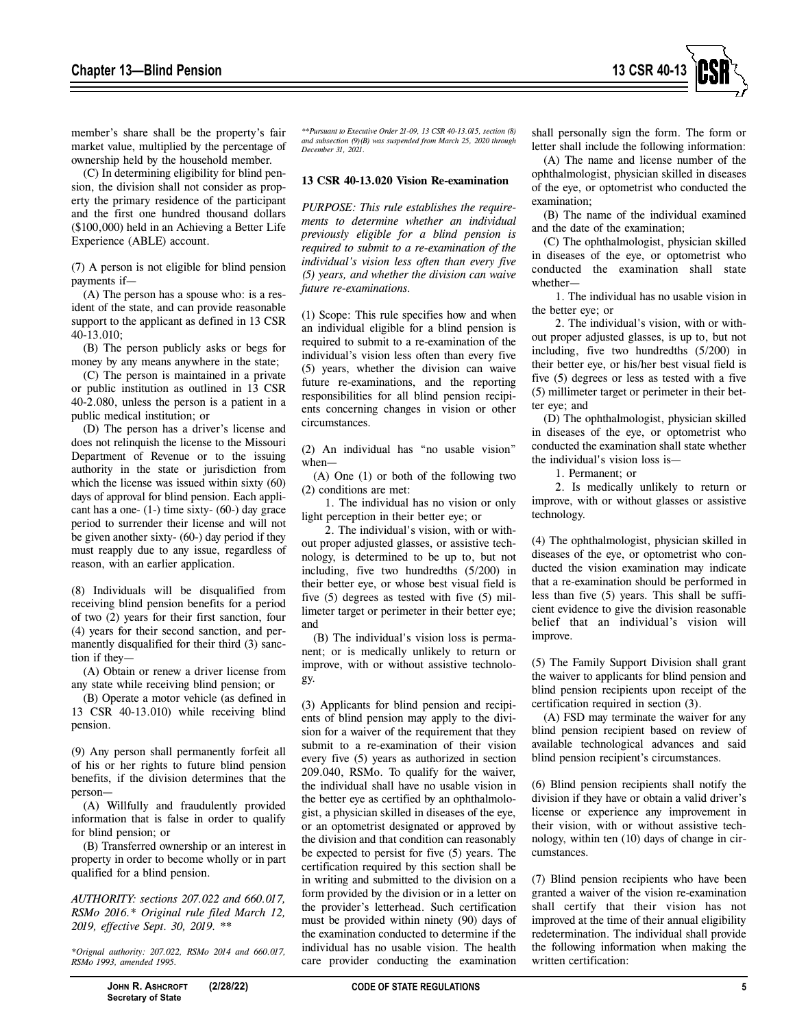member's share shall be the property's fair market value, multiplied by the percentage of ownership held by the household member.

(C) In determining eligibility for blind pension, the division shall not consider as property the primary residence of the participant and the first one hundred thousand dollars ($100,000) held in an Achieving a Better Life Experience (ABLE) account.

(7) A person is not eligible for blind pension payments if—

(A) The person has a spouse who: is a resident of the state, and can provide reasonable support to the applicant as defined in 13 CSR 40-13.010;

(B) The person publicly asks or begs for money by any means anywhere in the state;

(C) The person is maintained in a private or public institution as outlined in 13 CSR 40-2.080, unless the person is a patient in a public medical institution; or

(D) The person has a driver's license and does not relinquish the license to the Missouri Department of Revenue or to the issuing authority in the state or jurisdiction from which the license was issued within sixty (60) days of approval for blind pension. Each applicant has a one- (1-) time sixty- (60-) day grace period to surrender their license and will not be given another sixty- (60-) day period if they must reapply due to any issue, regardless of reason, with an earlier application.

(8) Individuals will be disqualified from receiving blind pension benefits for a period of two (2) years for their first sanction, four (4) years for their second sanction, and permanently disqualified for their third (3) sanction if they—

(A) Obtain or renew a driver license from any state while receiving blind pension; or

(B) Operate a motor vehicle (as defined in 13 CSR 40-13.010) while receiving blind pension.

(9) Any person shall permanently forfeit all of his or her rights to future blind pension benefits, if the division determines that the person—

(A) Willfully and fraudulently provided information that is false in order to qualify for blind pension; or

(B) Transferred ownership or an interest in property in order to become wholly or in part qualified for a blind pension.

*AUTHORITY: sections 207.022 and 660.017, RSMo 2016.\* Original rule filed March 12, 2019, effective Sept. 30, 2019. \*\**

*\*Orignal authority: 207.022, RSMo 2014 and 660.017, RSMo 1993, amended 1995.*

*\*\*Pursuant to Executive Order 21-09, 13 CSR 40-13.015, section (8) and subsection (9)(B) was suspended from March 25, 2020 through December 31, 2021.*

**13 CSR 40-13.020 Vision Re-examination**

*PURPOSE: This rule establishes the requirements to determine whether an individual previously eligible for a blind pension is required to submit to a re-examination of the individual's vision less often than every five (5) years, and whether the division can waive future re-examinations.*

(1) Scope: This rule specifies how and when an individual eligible for a blind pension is required to submit to a re-examination of the individual's vision less often than every five (5) years, whether the division can waive future re-examinations, and the reporting responsibilities for all blind pension recipients concerning changes in vision or other circumstances.

(2) An individual has "no usable vision" when—

(A) One (1) or both of the following two (2) conditions are met:

1. The individual has no vision or only light perception in their better eye; or

2. The individual's vision, with or without proper adjusted glasses, or assistive technology, is determined to be up to, but not including, five two hundredths (5/200) in their better eye, or whose best visual field is five (5) degrees as tested with five (5) millimeter target or perimeter in their better eye; and

(B) The individual's vision loss is permanent; or is medically unlikely to return or improve, with or without assistive technology.

(3) Applicants for blind pension and recipients of blind pension may apply to the division for a waiver of the requirement that they submit to a re-examination of their vision every five (5) years as authorized in section 209.040, RSMo. To qualify for the waiver, the individual shall have no usable vision in the better eye as certified by an ophthalmologist, a physician skilled in diseases of the eye, or an optometrist designated or approved by the division and that condition can reasonably be expected to persist for five (5) years. The certification required by this section shall be in writing and submitted to the division on a form provided by the division or in a letter on the provider's letterhead. Such certification must be provided within ninety (90) days of the examination conducted to determine if the individual has no usable vision. The health care provider conducting the examination shall personally sign the form. The form or letter shall include the following information:

(A) The name and license number of the ophthalmologist, physician skilled in diseases of the eye, or optometrist who conducted the examination;

(B) The name of the individual examined and the date of the examination;

(C) The ophthalmologist, physician skilled in diseases of the eye, or optometrist who conducted the examination shall state whether—

1. The individual has no usable vision in the better eye; or

2. The individual's vision, with or without proper adjusted glasses, is up to, but not including, five two hundredths (5/200) in their better eye, or his/her best visual field is five (5) degrees or less as tested with a five (5) millimeter target or perimeter in their better eye; and

(D) The ophthalmologist, physician skilled in diseases of the eye, or optometrist who conducted the examination shall state whether the individual's vision loss is—

1. Permanent; or

2. Is medically unlikely to return or improve, with or without glasses or assistive technology.

(4) The ophthalmologist, physician skilled in diseases of the eye, or optometrist who conducted the vision examination may indicate that a re-examination should be performed in less than five (5) years. This shall be sufficient evidence to give the division reasonable belief that an individual's vision will improve.

(5) The Family Support Division shall grant the waiver to applicants for blind pension and blind pension recipients upon receipt of the certification required in section (3).

(A) FSD may terminate the waiver for any blind pension recipient based on review of available technological advances and said blind pension recipient's circumstances.

(6) Blind pension recipients shall notify the division if they have or obtain a valid driver's license or experience any improvement in their vision, with or without assistive technology, within ten (10) days of change in circumstances.

(7) Blind pension recipients who have been granted a waiver of the vision re-examination shall certify that their vision has not improved at the time of their annual eligibility redetermination. The individual shall provide the following information when making the written certification: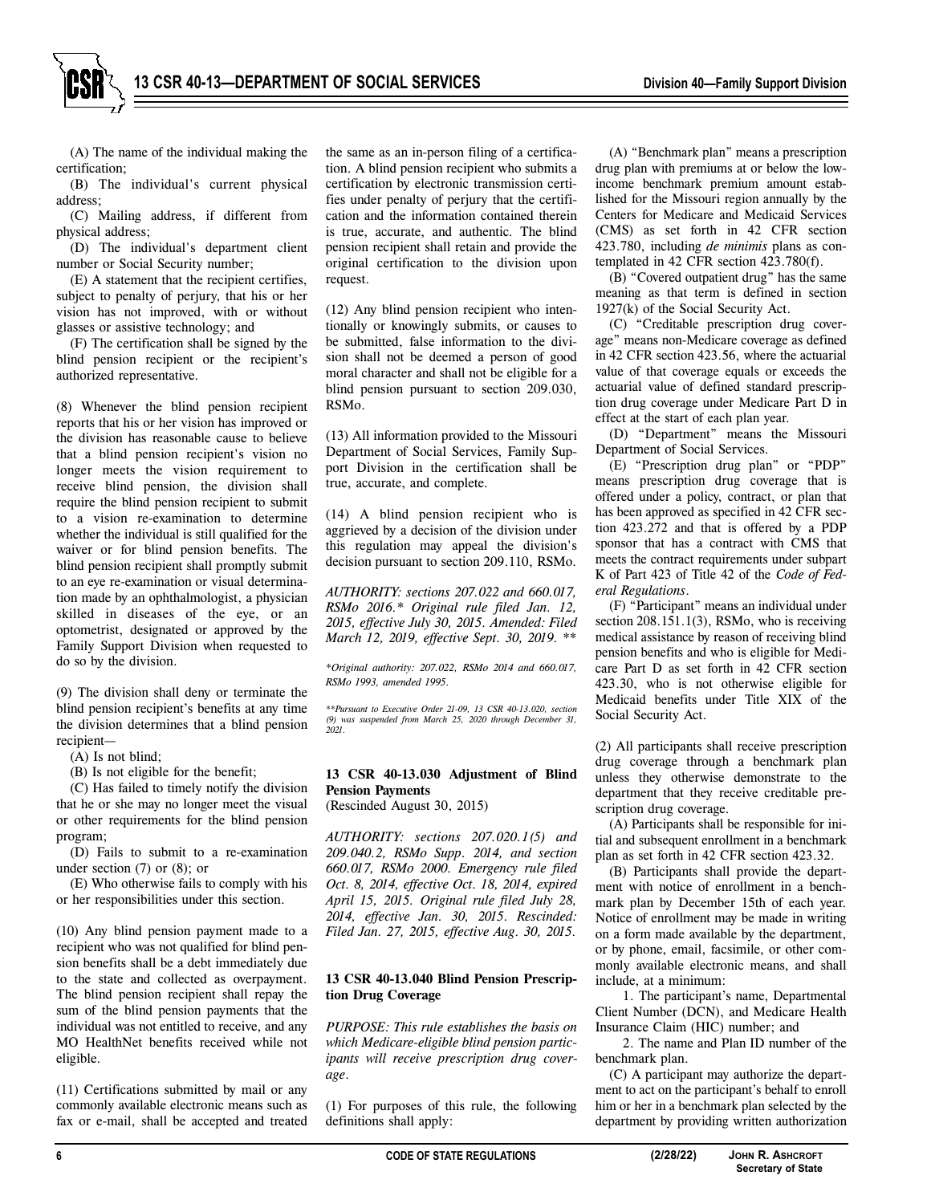(A) The name of the individual making the certification;

(B) The individual's current physical address;

(C) Mailing address, if different from physical address;

(D) The individual's department client number or Social Security number;

(E) A statement that the recipient certifies, subject to penalty of perjury, that his or her vision has not improved, with or without glasses or assistive technology; and

(F) The certification shall be signed by the blind pension recipient or the recipient's authorized representative.

(8) Whenever the blind pension recipient reports that his or her vision has improved or the division has reasonable cause to believe that a blind pension recipient's vision no longer meets the vision requirement to receive blind pension, the division shall require the blind pension recipient to submit to a vision re-examination to determine whether the individual is still qualified for the waiver or for blind pension benefits. The blind pension recipient shall promptly submit to an eye re-examination or visual determination made by an ophthalmologist, a physician skilled in diseases of the eye, or an optometrist, designated or approved by the Family Support Division when requested to do so by the division.

(9) The division shall deny or terminate the blind pension recipient's benefits at any time the division determines that a blind pension recipient—

(A) Is not blind;

(B) Is not eligible for the benefit;

(C) Has failed to timely notify the division that he or she may no longer meet the visual or other requirements for the blind pension program;

(D) Fails to submit to a re-examination under section (7) or (8); or

(E) Who otherwise fails to comply with his or her responsibilities under this section.

(10) Any blind pension payment made to a recipient who was not qualified for blind pension benefits shall be a debt immediately due to the state and collected as overpayment. The blind pension recipient shall repay the sum of the blind pension payments that the individual was not entitled to receive, and any MO HealthNet benefits received while not eligible.

(11) Certifications submitted by mail or any commonly available electronic means such as fax or e-mail, shall be accepted and treated the same as an in-person filing of a certification. A blind pension recipient who submits a certification by electronic transmission certifies under penalty of perjury that the certification and the information contained therein is true, accurate, and authentic. The blind pension recipient shall retain and provide the original certification to the division upon request.

(12) Any blind pension recipient who intentionally or knowingly submits, or causes to be submitted, false information to the division shall not be deemed a person of good moral character and shall not be eligible for a blind pension pursuant to section 209.030, RSMo.

(13) All information provided to the Missouri Department of Social Services, Family Support Division in the certification shall be true, accurate, and complete.

(14) A blind pension recipient who is aggrieved by a decision of the division under this regulation may appeal the division's decision pursuant to section 209.110, RSMo.

*AUTHORITY: sections 207.022 and 660.017, RSMo 2016.\* Original rule filed Jan. 12, 2015, effective July 30, 2015. Amended: Filed March 12, 2019, effective Sept. 30, 2019. \*\**

*\*Original authority: 207.022, RSMo 2014 and 660.017, RSMo 1993, amended 1995.*

*\*\*Pursuant to Executive Order 21-09, 13 CSR 40-13.020, section (9) was suspended from March 25, 2020 through December 31, 2021.*

**13 CSR 40-13.030 Adjustment of Blind Pension Payments**
(Rescinded August 30, 2015)

*AUTHORITY: sections 207.020.1(5) and 209.040.2, RSMo Supp. 2014, and section 660.017, RSMo 2000. Emergency rule filed Oct. 8, 2014, effective Oct. 18, 2014, expired April 15, 2015. Original rule filed July 28, 2014, effective Jan. 30, 2015. Rescinded: Filed Jan. 27, 2015, effective Aug. 30, 2015.*

**13 CSR 40-13.040 Blind Pension Prescription Drug Coverage**

*PURPOSE: This rule establishes the basis on which Medicare-eligible blind pension participants will receive prescription drug coverage.*

(1) For purposes of this rule, the following definitions shall apply:

(A) "Benchmark plan" means a prescription drug plan with premiums at or below the low-income benchmark premium amount established for the Missouri region annually by the Centers for Medicare and Medicaid Services (CMS) as set forth in 42 CFR section 423.780, including *de minimis* plans as contemplated in 42 CFR section 423.780(f).

(B) "Covered outpatient drug" has the same meaning as that term is defined in section 1927(k) of the Social Security Act.

(C) "Creditable prescription drug coverage" means non-Medicare coverage as defined in 42 CFR section 423.56, where the actuarial value of that coverage equals or exceeds the actuarial value of defined standard prescription drug coverage under Medicare Part D in effect at the start of each plan year.

(D) "Department" means the Missouri Department of Social Services.

(E) "Prescription drug plan" or "PDP" means prescription drug coverage that is offered under a policy, contract, or plan that has been approved as specified in 42 CFR section 423.272 and that is offered by a PDP sponsor that has a contract with CMS that meets the contract requirements under subpart K of Part 423 of Title 42 of the *Code of Federal Regulations*.

(F) "Participant" means an individual under section 208.151.1(3), RSMo, who is receiving medical assistance by reason of receiving blind pension benefits and who is eligible for Medicare Part D as set forth in 42 CFR section 423.30, who is not otherwise eligible for Medicaid benefits under Title XIX of the Social Security Act.

(2) All participants shall receive prescription drug coverage through a benchmark plan unless they otherwise demonstrate to the department that they receive creditable prescription drug coverage.

(A) Participants shall be responsible for initial and subsequent enrollment in a benchmark plan as set forth in 42 CFR section 423.32.

(B) Participants shall provide the department with notice of enrollment in a benchmark plan by December 15th of each year. Notice of enrollment may be made in writing on a form made available by the department, or by phone, email, facsimile, or other commonly available electronic means, and shall include, at a minimum:

1. The participant's name, Departmental Client Number (DCN), and Medicare Health Insurance Claim (HIC) number; and

2. The name and Plan ID number of the benchmark plan.

(C) A participant may authorize the department to act on the participant's behalf to enroll him or her in a benchmark plan selected by the department by providing written authorization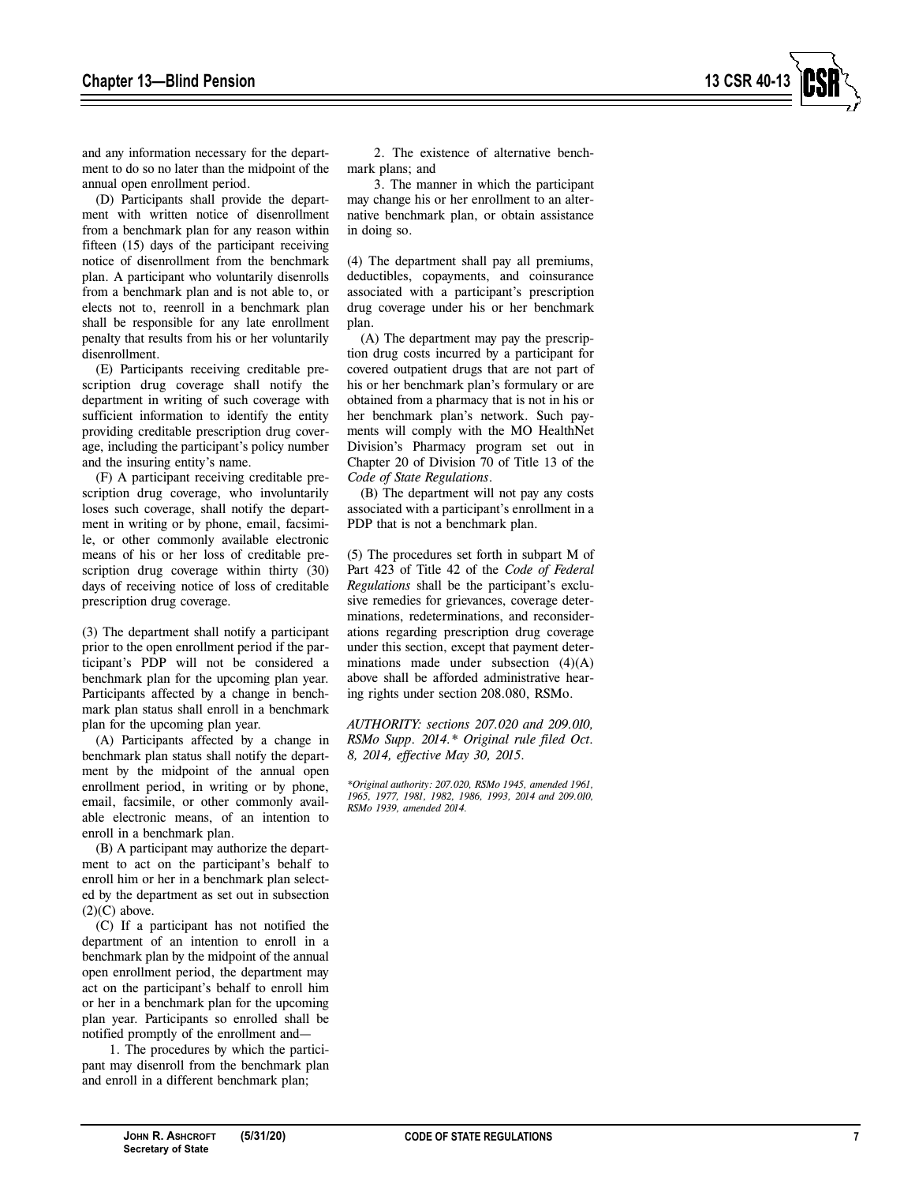and any information necessary for the department to do so no later than the midpoint of the annual open enrollment period.

(D) Participants shall provide the department with written notice of disenrollment from a benchmark plan for any reason within fifteen (15) days of the participant receiving notice of disenrollment from the benchmark plan. A participant who voluntarily disenrolls from a benchmark plan and is not able to, or elects not to, reenroll in a benchmark plan shall be responsible for any late enrollment penalty that results from his or her voluntarily disenrollment.

(E) Participants receiving creditable prescription drug coverage shall notify the department in writing of such coverage with sufficient information to identify the entity providing creditable prescription drug coverage, including the participant's policy number and the insuring entity's name.

(F) A participant receiving creditable prescription drug coverage, who involuntarily loses such coverage, shall notify the department in writing or by phone, email, facsimile, or other commonly available electronic means of his or her loss of creditable prescription drug coverage within thirty (30) days of receiving notice of loss of creditable prescription drug coverage.

(3) The department shall notify a participant prior to the open enrollment period if the participant's PDP will not be considered a benchmark plan for the upcoming plan year. Participants affected by a change in benchmark plan status shall enroll in a benchmark plan for the upcoming plan year.

(A) Participants affected by a change in benchmark plan status shall notify the department by the midpoint of the annual open enrollment period, in writing or by phone, email, facsimile, or other commonly available electronic means, of an intention to enroll in a benchmark plan.

(B) A participant may authorize the department to act on the participant's behalf to enroll him or her in a benchmark plan selected by the department as set out in subsection (2)(C) above.

(C) If a participant has not notified the department of an intention to enroll in a benchmark plan by the midpoint of the annual open enrollment period, the department may act on the participant's behalf to enroll him or her in a benchmark plan for the upcoming plan year. Participants so enrolled shall be notified promptly of the enrollment and—

1. The procedures by which the participant may disenroll from the benchmark plan and enroll in a different benchmark plan;

2. The existence of alternative benchmark plans; and

3. The manner in which the participant may change his or her enrollment to an alternative benchmark plan, or obtain assistance in doing so.

(4) The department shall pay all premiums, deductibles, copayments, and coinsurance associated with a participant's prescription drug coverage under his or her benchmark plan.

(A) The department may pay the prescription drug costs incurred by a participant for covered outpatient drugs that are not part of his or her benchmark plan's formulary or are obtained from a pharmacy that is not in his or her benchmark plan's network. Such payments will comply with the MO HealthNet Division's Pharmacy program set out in Chapter 20 of Division 70 of Title 13 of the *Code of State Regulations*.

(B) The department will not pay any costs associated with a participant's enrollment in a PDP that is not a benchmark plan.

(5) The procedures set forth in subpart M of Part 423 of Title 42 of the *Code of Federal Regulations* shall be the participant's exclusive remedies for grievances, coverage determinations, redeterminations, and reconsiderations regarding prescription drug coverage under this section, except that payment determinations made under subsection (4)(A) above shall be afforded administrative hearing rights under section 208.080, RSMo.

*AUTHORITY: sections 207.020 and 209.010, RSMo Supp. 2014.\* Original rule filed Oct. 8, 2014, effective May 30, 2015.*

*\*Original authority: 207.020, RSMo 1945, amended 1961, 1965, 1977, 1981, 1982, 1986, 1993, 2014 and 209.010, RSMo 1939, amended 2014.*